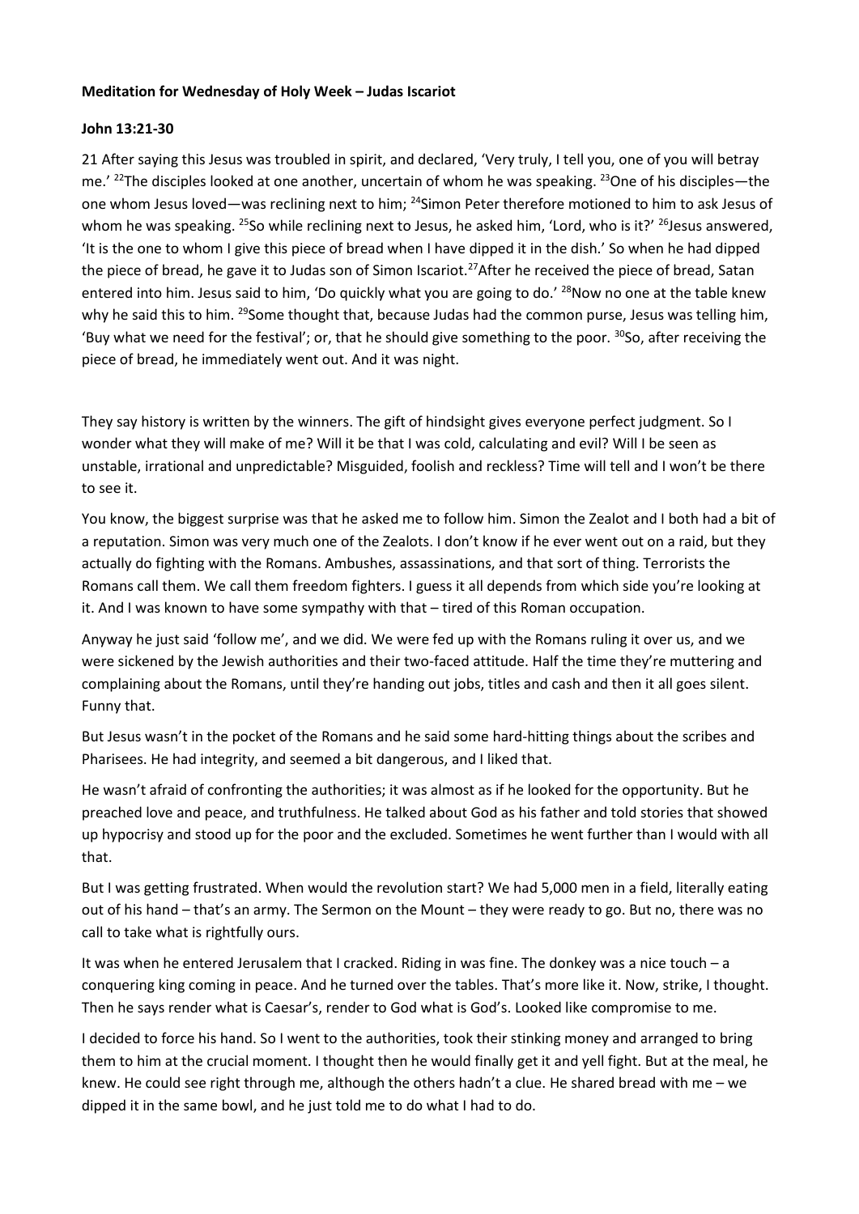**Meditation for Wednesday of Holy Week – Judas Iscariot**

**John 13:21-30**

21 After saying this Jesus was troubled in spirit, and declared, 'Very truly, I tell you, one of you will betray me.' 22The disciples looked at one another, uncertain of whom he was speaking. 23One of his disciples—the one whom Jesus loved—was reclining next to him; 24Simon Peter therefore motioned to him to ask Jesus of whom he was speaking. 25So while reclining next to Jesus, he asked him, 'Lord, who is it?' 26Jesus answered, 'It is the one to whom I give this piece of bread when I have dipped it in the dish.' So when he had dipped the piece of bread, he gave it to Judas son of Simon Iscariot.27After he received the piece of bread, Satan entered into him. Jesus said to him, 'Do quickly what you are going to do.' 28Now no one at the table knew why he said this to him. 29Some thought that, because Judas had the common purse, Jesus was telling him, 'Buy what we need for the festival'; or, that he should give something to the poor. 30So, after receiving the piece of bread, he immediately went out. And it was night.

They say history is written by the winners. The gift of hindsight gives everyone perfect judgment. So I wonder what they will make of me? Will it be that I was cold, calculating and evil? Will I be seen as unstable, irrational and unpredictable? Misguided, foolish and reckless? Time will tell and I won't be there to see it.

You know, the biggest surprise was that he asked me to follow him. Simon the Zealot and I both had a bit of a reputation. Simon was very much one of the Zealots. I don't know if he ever went out on a raid, but they actually do fighting with the Romans. Ambushes, assassinations, and that sort of thing. Terrorists the Romans call them. We call them freedom fighters. I guess it all depends from which side you're looking at it. And I was known to have some sympathy with that – tired of this Roman occupation.

Anyway he just said 'follow me', and we did. We were fed up with the Romans ruling it over us, and we were sickened by the Jewish authorities and their two-faced attitude. Half the time they're muttering and complaining about the Romans, until they're handing out jobs, titles and cash and then it all goes silent. Funny that.

But Jesus wasn't in the pocket of the Romans and he said some hard-hitting things about the scribes and Pharisees. He had integrity, and seemed a bit dangerous, and I liked that.

He wasn't afraid of confronting the authorities; it was almost as if he looked for the opportunity. But he preached love and peace, and truthfulness. He talked about God as his father and told stories that showed up hypocrisy and stood up for the poor and the excluded. Sometimes he went further than I would with all that.

But I was getting frustrated. When would the revolution start? We had 5,000 men in a field, literally eating out of his hand – that's an army. The Sermon on the Mount – they were ready to go. But no, there was no call to take what is rightfully ours.

It was when he entered Jerusalem that I cracked. Riding in was fine. The donkey was a nice touch – a conquering king coming in peace. And he turned over the tables. That's more like it. Now, strike, I thought. Then he says render what is Caesar's, render to God what is God's. Looked like compromise to me.

I decided to force his hand. So I went to the authorities, took their stinking money and arranged to bring them to him at the crucial moment. I thought then he would finally get it and yell fight. But at the meal, he knew. He could see right through me, although the others hadn't a clue. He shared bread with me – we dipped it in the same bowl, and he just told me to do what I had to do.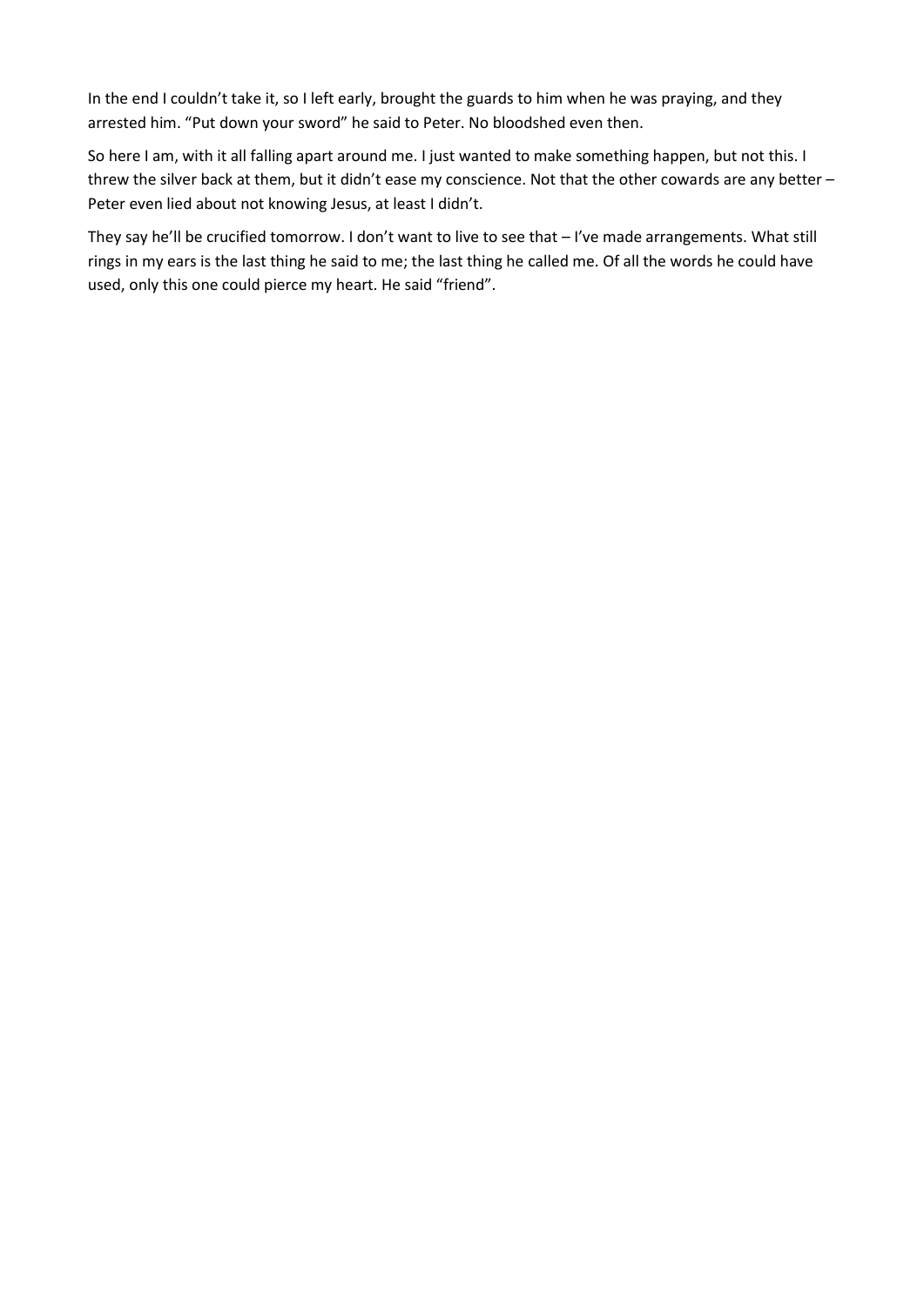In the end I couldn't take it, so I left early, brought the guards to him when he was praying, and they arrested him. "Put down your sword" he said to Peter. No bloodshed even then.

So here I am, with it all falling apart around me. I just wanted to make something happen, but not this. I threw the silver back at them, but it didn't ease my conscience. Not that the other cowards are any better – Peter even lied about not knowing Jesus, at least I didn't.

They say he'll be crucified tomorrow. I don't want to live to see that – I've made arrangements. What still rings in my ears is the last thing he said to me; the last thing he called me. Of all the words he could have used, only this one could pierce my heart. He said "friend".